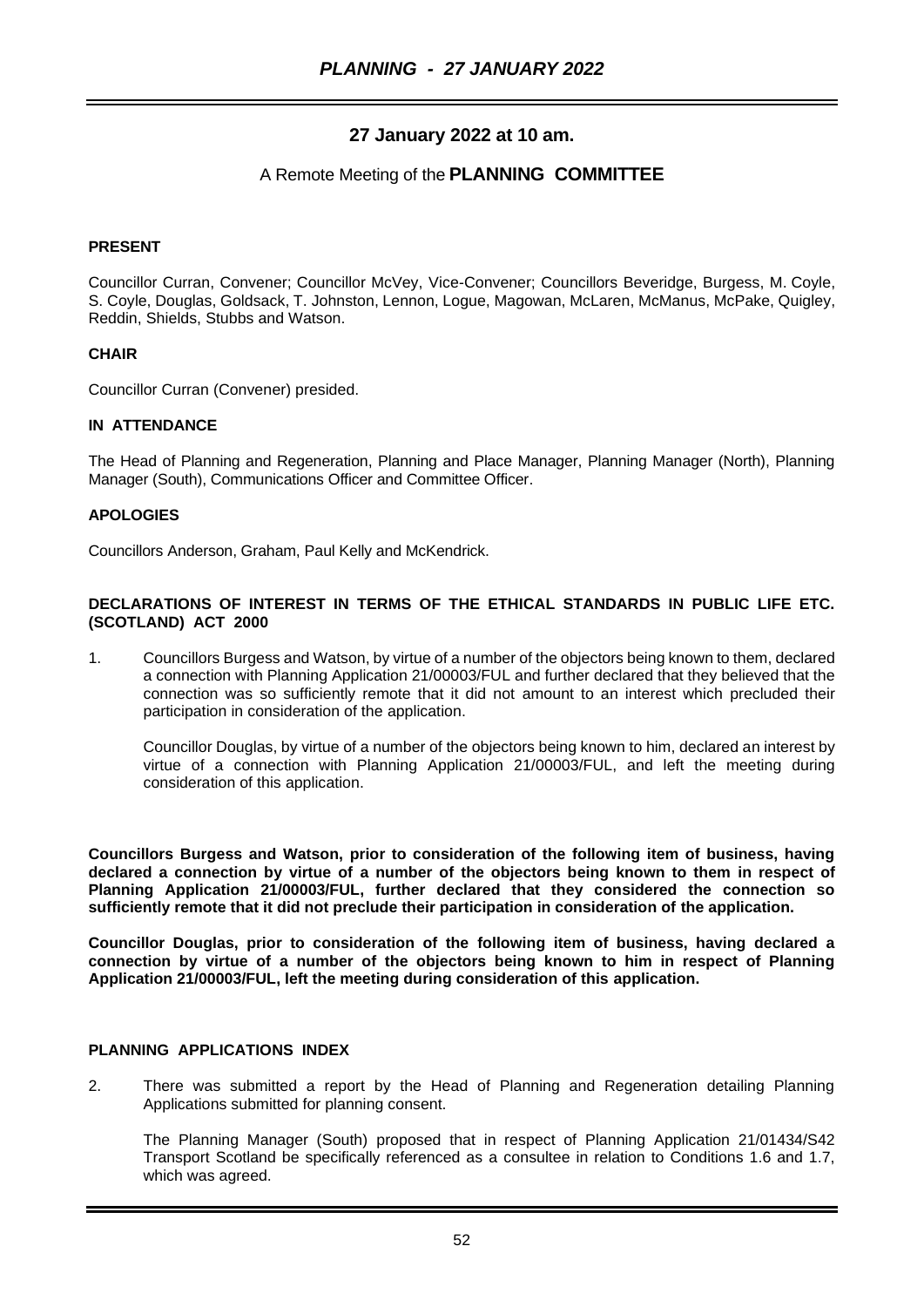## 27 January 2022 at 10 am.

A Remote Meeting of the **PLANNING COMMITTEE**

**PRESENT**

Councillor Curran, Convener; Councillor McVey, Vice-Convener; Councillors Beveridge, Burgess, M. Coyle, S. Coyle, Douglas, Goldsack, T. Johnston, Lennon, Logue, Magowan, McLaren, McManus, McPake, Quigley, Reddin, Shields, Stubbs and Watson.

**CHAIR**

Councillor Curran (Convener) presided.

**IN ATTENDANCE**

The Head of Planning and Regeneration, Planning and Place Manager, Planning Manager (North), Planning Manager (South), Communications Officer and Committee Officer.

**APOLOGIES**

Councillors Anderson, Graham, Paul Kelly and McKendrick.

**DECLARATIONS OF INTEREST IN TERMS OF THE ETHICAL STANDARDS IN PUBLIC LIFE ETC. (SCOTLAND) ACT 2000**

1. Councillors Burgess and Watson, by virtue of a number of the objectors being known to them, declared a connection with Planning Application 21/00003/FUL and further declared that they believed that the connection was so sufficiently remote that it did not amount to an interest which precluded their participation in consideration of the application.

   Councillor Douglas, by virtue of a number of the objectors being known to him, declared an interest by virtue of a connection with Planning Application 21/00003/FUL, and left the meeting during consideration of this application.

**Councillors Burgess and Watson, prior to consideration of the following item of business, having declared a connection by virtue of a number of the objectors being known to them in respect of Planning Application 21/00003/FUL, further declared that they considered the connection so sufficiently remote that it did not preclude their participation in consideration of the application.**

**Councillor Douglas, prior to consideration of the following item of business, having declared a connection by virtue of a number of the objectors being known to him in respect of Planning Application 21/00003/FUL, left the meeting during consideration of this application.**

**PLANNING APPLICATIONS INDEX**

2. There was submitted a report by the Head of Planning and Regeneration detailing Planning Applications submitted for planning consent.

   The Planning Manager (South) proposed that in respect of Planning Application 21/01434/S42 Transport Scotland be specifically referenced as a consultee in relation to Conditions 1.6 and 1.7, which was agreed.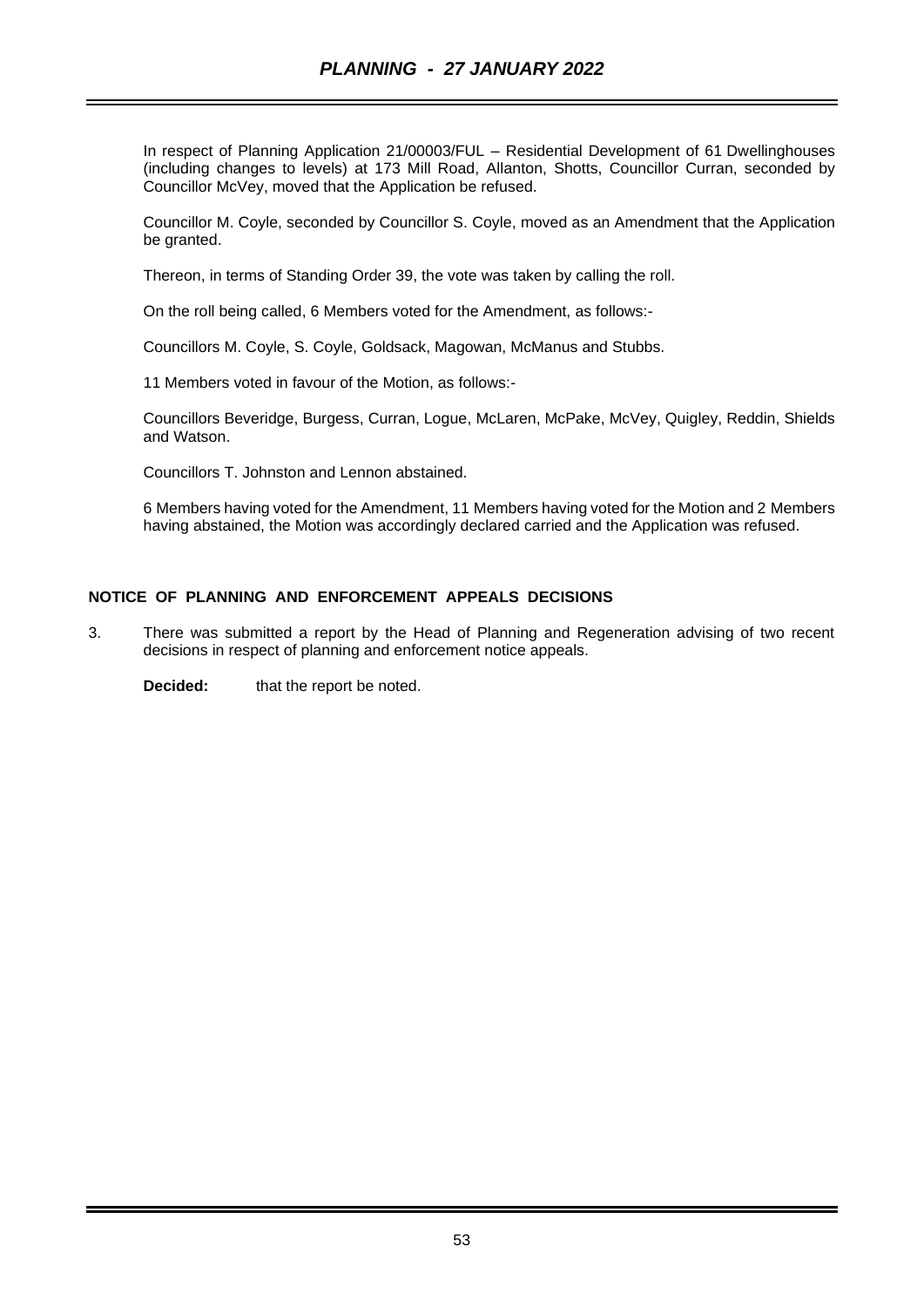In respect of Planning Application 21/00003/FUL – Residential Development of 61 Dwellinghouses (including changes to levels) at 173 Mill Road, Allanton, Shotts, Councillor Curran, seconded by Councillor McVey, moved that the Application be refused.

Councillor M. Coyle, seconded by Councillor S. Coyle, moved as an Amendment that the Application be granted.

Thereon, in terms of Standing Order 39, the vote was taken by calling the roll.

On the roll being called, 6 Members voted for the Amendment, as follows:-

Councillors M. Coyle, S. Coyle, Goldsack, Magowan, McManus and Stubbs.

11 Members voted in favour of the Motion, as follows:-

Councillors Beveridge, Burgess, Curran, Logue, McLaren, McPake, McVey, Quigley, Reddin, Shields and Watson.

Councillors T. Johnston and Lennon abstained.

6 Members having voted for the Amendment, 11 Members having voted for the Motion and 2 Members having abstained, the Motion was accordingly declared carried and the Application was refused.

## NOTICE OF PLANNING AND ENFORCEMENT APPEALS DECISIONS

3. There was submitted a report by the Head of Planning and Regeneration advising of two recent decisions in respect of planning and enforcement notice appeals.

   **Decided:** that the report be noted.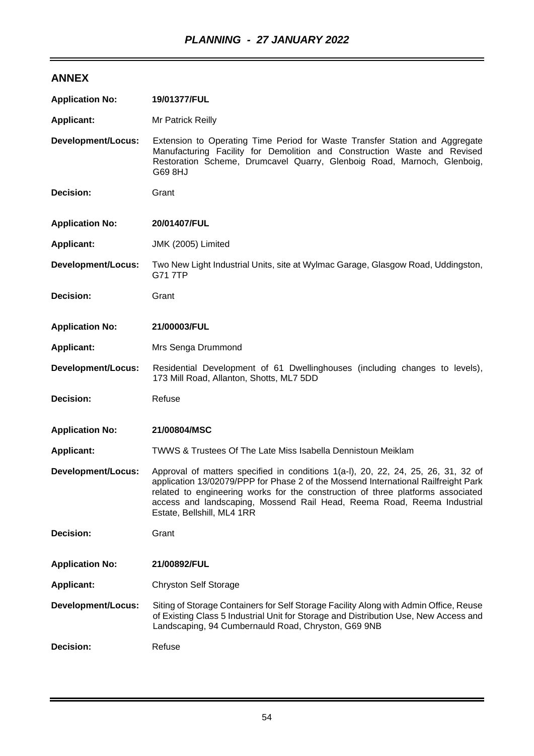## ANNEX

| | |
|---|---|
| **Application No:** | **19/01377/FUL** |
| **Applicant:** | Mr Patrick Reilly |
| **Development/Locus:** | Extension to Operating Time Period for Waste Transfer Station and Aggregate Manufacturing Facility for Demolition and Construction Waste and Revised Restoration Scheme, Drumcavel Quarry, Glenboig Road, Marnoch, Glenboig, G69 8HJ |
| **Decision:** | Grant |

| | |
|---|---|
| **Application No:** | **20/01407/FUL** |
| **Applicant:** | JMK (2005) Limited |
| **Development/Locus:** | Two New Light Industrial Units, site at Wylmac Garage, Glasgow Road, Uddingston, G71 7TP |
| **Decision:** | Grant |

| | |
|---|---|
| **Application No:** | **21/00003/FUL** |
| **Applicant:** | Mrs Senga Drummond |
| **Development/Locus:** | Residential Development of 61 Dwellinghouses (including changes to levels), 173 Mill Road, Allanton, Shotts, ML7 5DD |
| **Decision:** | Refuse |

| | |
|---|---|
| **Application No:** | **21/00804/MSC** |
| **Applicant:** | TWWS & Trustees Of The Late Miss Isabella Dennistoun Meiklam |
| **Development/Locus:** | Approval of matters specified in conditions 1(a-l), 20, 22, 24, 25, 26, 31, 32 of application 13/02079/PPP for Phase 2 of the Mossend International Railfreight Park related to engineering works for the construction of three platforms associated access and landscaping, Mossend Rail Head, Reema Road, Reema Industrial Estate, Bellshill, ML4 1RR |
| **Decision:** | Grant |

| | |
|---|---|
| **Application No:** | **21/00892/FUL** |
| **Applicant:** | Chryston Self Storage |
| **Development/Locus:** | Siting of Storage Containers for Self Storage Facility Along with Admin Office, Reuse of Existing Class 5 Industrial Unit for Storage and Distribution Use, New Access and Landscaping, 94 Cumbernauld Road, Chryston, G69 9NB |
| **Decision:** | Refuse |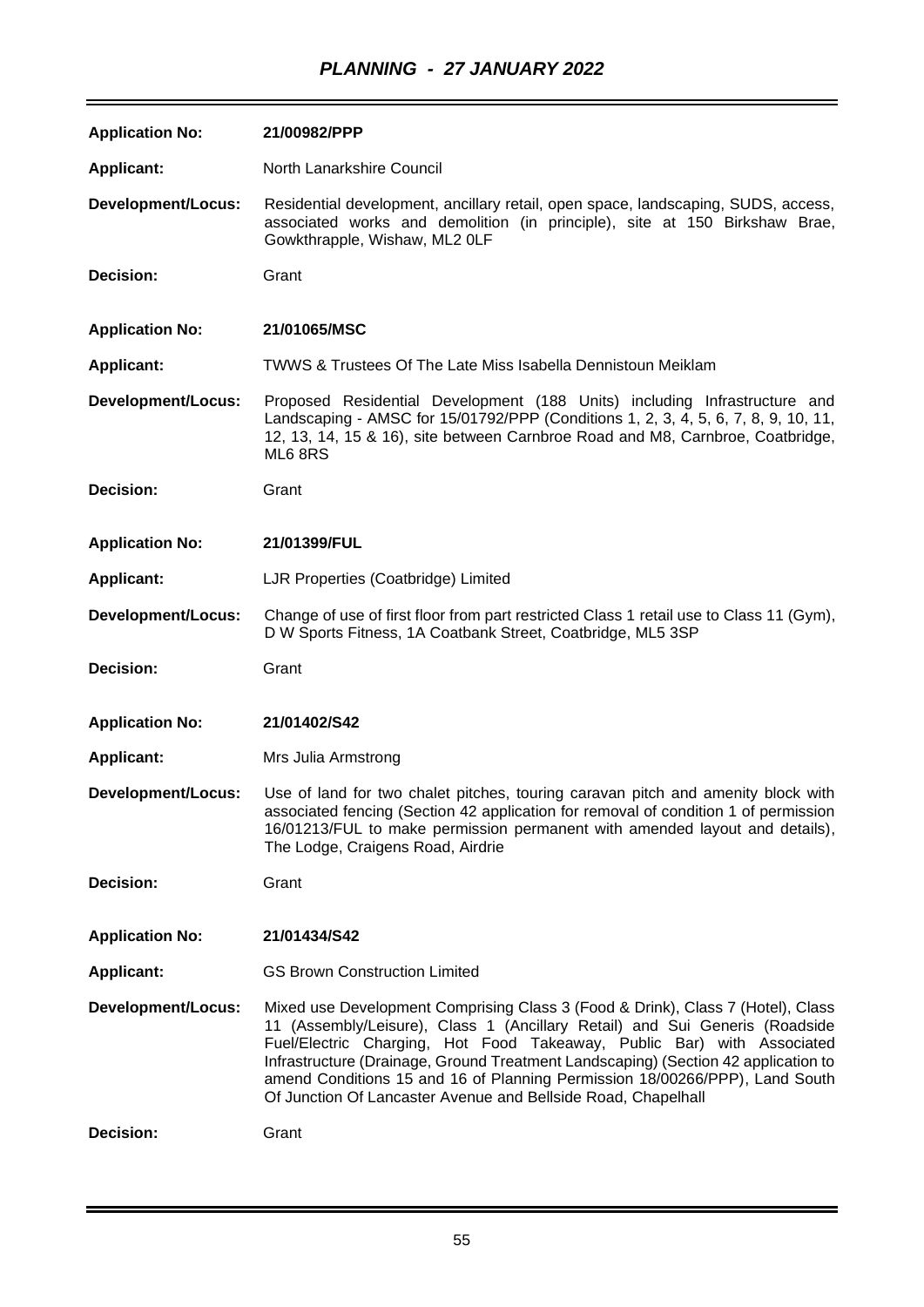| | |
|---|---|
| **Application No:** | **21/00982/PPP** |
| **Applicant:** | North Lanarkshire Council |
| **Development/Locus:** | Residential development, ancillary retail, open space, landscaping, SUDS, access, associated works and demolition (in principle), site at 150 Birkshaw Brae, Gowkthrapple, Wishaw, ML2 0LF |
| **Decision:** | Grant |
| **Application No:** | **21/01065/MSC** |
| **Applicant:** | TWWS & Trustees Of The Late Miss Isabella Dennistoun Meiklam |
| **Development/Locus:** | Proposed Residential Development (188 Units) including Infrastructure and Landscaping - AMSC for 15/01792/PPP (Conditions 1, 2, 3, 4, 5, 6, 7, 8, 9, 10, 11, 12, 13, 14, 15 & 16), site between Carnbroe Road and M8, Carnbroe, Coatbridge, ML6 8RS |
| **Decision:** | Grant |
| **Application No:** | **21/01399/FUL** |
| **Applicant:** | LJR Properties (Coatbridge) Limited |
| **Development/Locus:** | Change of use of first floor from part restricted Class 1 retail use to Class 11 (Gym), D W Sports Fitness, 1A Coatbank Street, Coatbridge, ML5 3SP |
| **Decision:** | Grant |
| **Application No:** | **21/01402/S42** |
| **Applicant:** | Mrs Julia Armstrong |
| **Development/Locus:** | Use of land for two chalet pitches, touring caravan pitch and amenity block with associated fencing (Section 42 application for removal of condition 1 of permission 16/01213/FUL to make permission permanent with amended layout and details), The Lodge, Craigens Road, Airdrie |
| **Decision:** | Grant |
| **Application No:** | **21/01434/S42** |
| **Applicant:** | GS Brown Construction Limited |
| **Development/Locus:** | Mixed use Development Comprising Class 3 (Food & Drink), Class 7 (Hotel), Class 11 (Assembly/Leisure), Class 1 (Ancillary Retail) and Sui Generis (Roadside Fuel/Electric Charging, Hot Food Takeaway, Public Bar) with Associated Infrastructure (Drainage, Ground Treatment Landscaping) (Section 42 application to amend Conditions 15 and 16 of Planning Permission 18/00266/PPP), Land South Of Junction Of Lancaster Avenue and Bellside Road, Chapelhall |
| **Decision:** | Grant |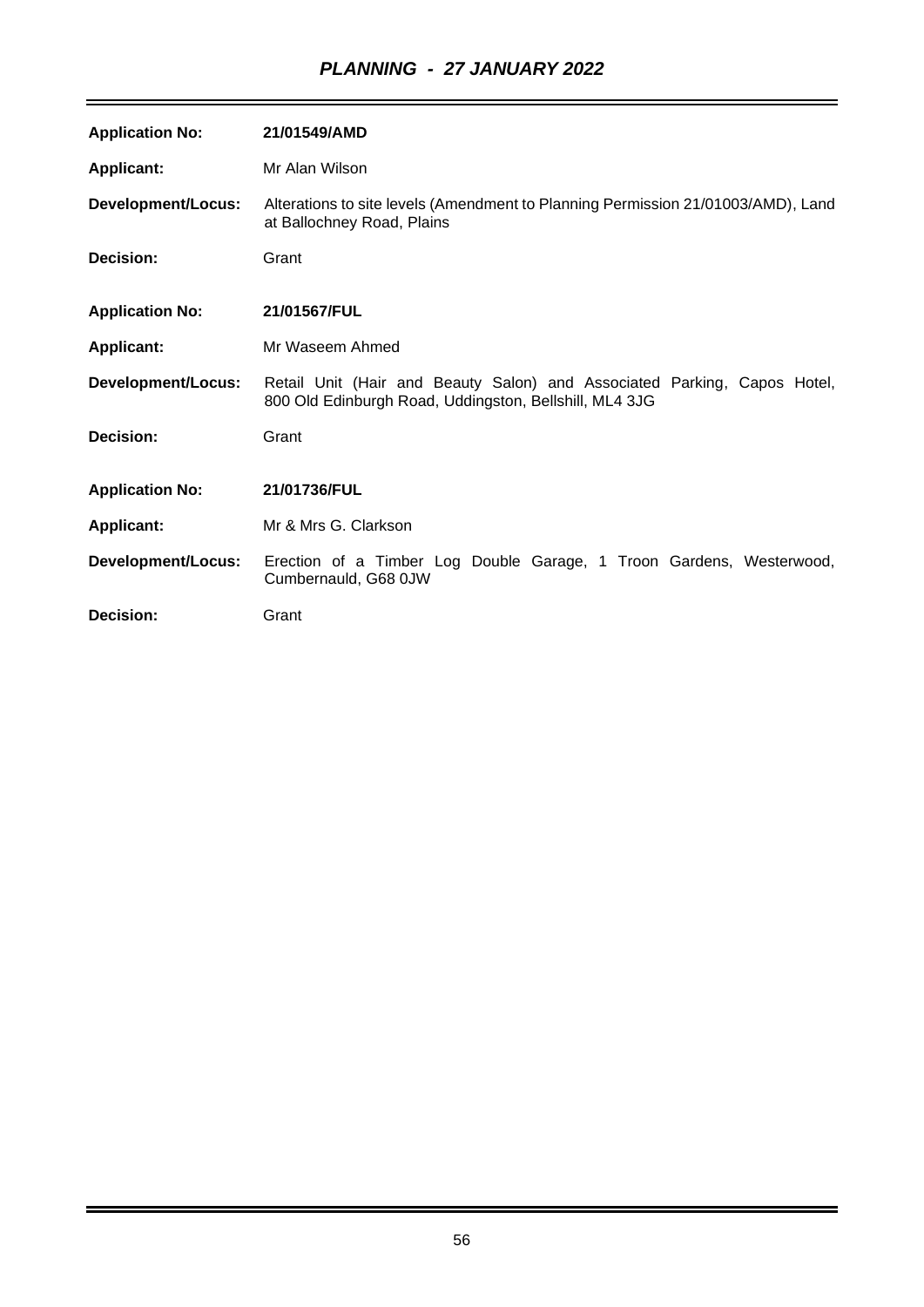| | |
|---|---|
| **Application No:** | **21/01549/AMD** |
| **Applicant:** | Mr Alan Wilson |
| **Development/Locus:** | Alterations to site levels (Amendment to Planning Permission 21/01003/AMD), Land at Ballochney Road, Plains |
| **Decision:** | Grant |
| **Application No:** | **21/01567/FUL** |
| **Applicant:** | Mr Waseem Ahmed |
| **Development/Locus:** | Retail Unit (Hair and Beauty Salon) and Associated Parking, Capos Hotel, 800 Old Edinburgh Road, Uddingston, Bellshill, ML4 3JG |
| **Decision:** | Grant |
| **Application No:** | **21/01736/FUL** |
| **Applicant:** | Mr & Mrs G. Clarkson |
| **Development/Locus:** | Erection of a Timber Log Double Garage, 1 Troon Gardens, Westerwood, Cumbernauld, G68 0JW |
| **Decision:** | Grant |